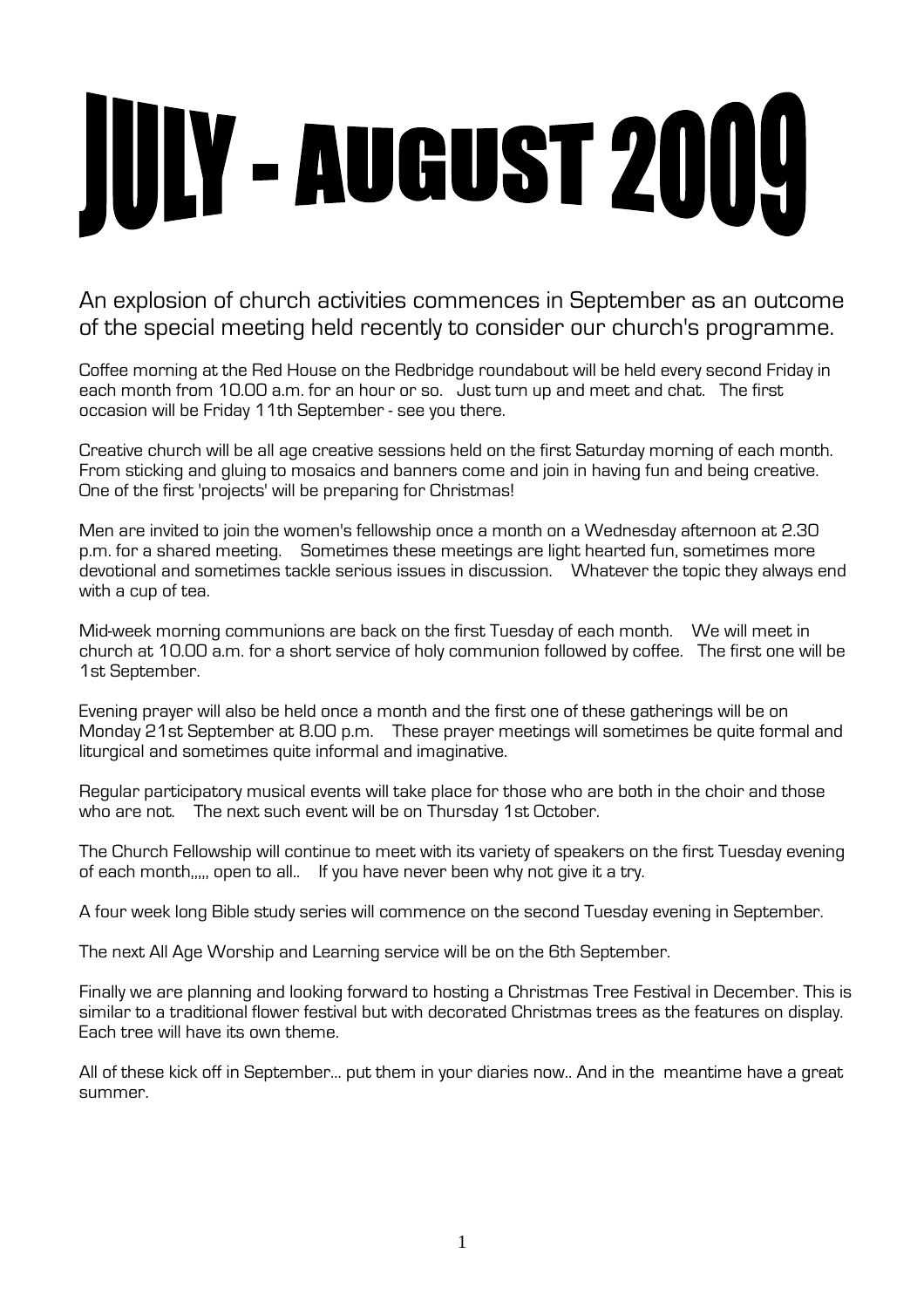# JULY - AUGUST 2009

An explosion of church activities commences in September as an outcome of the special meeting held recently to consider our church's programme.

Coffee morning at the Red House on the Redbridge roundabout will be held every second Friday in each month from 10.00 a.m. for an hour or so. Just turn up and meet and chat. The first occasion will be Friday 11th September - see you there.

Creative church will be all age creative sessions held on the first Saturday morning of each month. From sticking and gluing to mosaics and banners come and join in having fun and being creative. One of the first 'projects' will be preparing for Christmas!

Men are invited to join the women's fellowship once a month on a Wednesday afternoon at 2.30 p.m. for a shared meeting. Sometimes these meetings are light hearted fun, sometimes more devotional and sometimes tackle serious issues in discussion. Whatever the topic they always end with a cup of tea.

Mid-week morning communions are back on the first Tuesday of each month. We will meet in church at 10.00 a.m. for a short service of holy communion followed by coffee. The first one will be 1st September.

Evening prayer will also be held once a month and the first one of these gatherings will be on Monday 21st September at 8.00 p.m. These prayer meetings will sometimes be quite formal and liturgical and sometimes quite informal and imaginative.

Regular participatory musical events will take place for those who are both in the choir and those who are not. The next such event will be on Thursday 1st October.

The Church Fellowship will continue to meet with its variety of speakers on the first Tuesday evening of each month,,,,, open to all.. If you have never been why not give it a try.

A four week long Bible study series will commence on the second Tuesday evening in September.

The next All Age Worship and Learning service will be on the 6th September.

Finally we are planning and looking forward to hosting a Christmas Tree Festival in December. This is similar to a traditional flower festival but with decorated Christmas trees as the features on display. Each tree will have its own theme.

All of these kick off in September... put them in your diaries now.. And in the meantime have a great summer.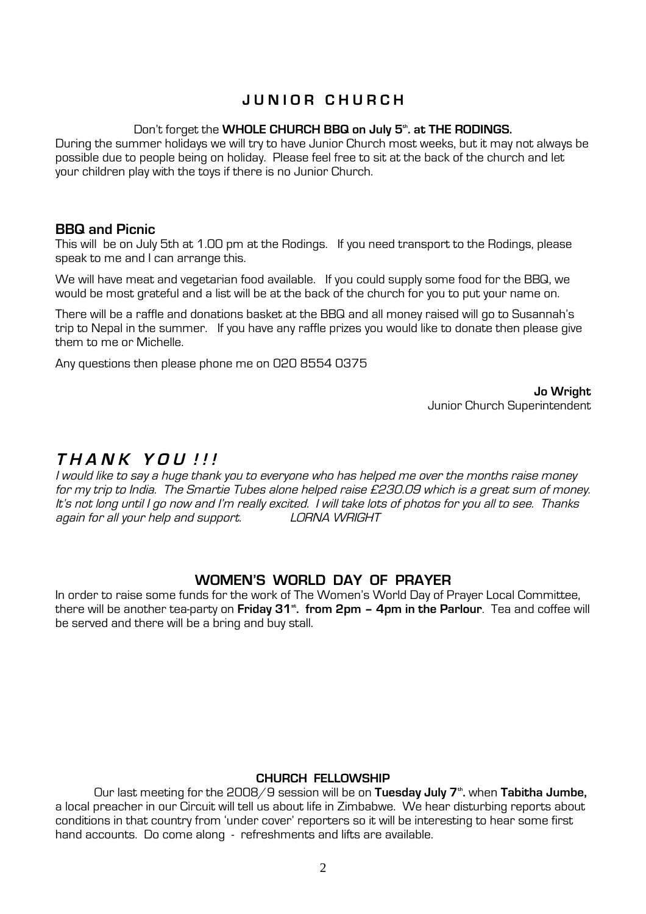## JUNIOR CHURCH

Don't forget the **WHOLE CHURCH BBQ on July 5th. at THE RODINGS.**

During the summer holidays we will try to have Junior Church most weeks, but it may not always be possible due to people being on holiday. Please feel free to sit at the back of the church and let your children play with the toys if there is no Junior Church.

### BBQ and Picnic

This will be on July 5th at 1.00 pm at the Rodings. If you need transport to the Rodings, please speak to me and I can arrange this.

We will have meat and vegetarian food available. If you could supply some food for the BBQ, we would be most grateful and a list will be at the back of the church for you to put your name on.

There will be a raffle and donations basket at the BBQ and all money raised will go to Susannah's trip to Nepal in the summer. If you have any raffle prizes you would like to donate then please give them to me or Michelle.

Any questions then please phone me on 020 8554 0375

**Jo Wright**
Junior Church Superintendent

## *THANK YOU!!!*

*I would like to say a huge thank you to everyone who has helped me over the months raise money for my trip to India. The Smartie Tubes alone helped raise £230.09 which is a great sum of money. It's not long until I go now and I'm really excited. I will take lots of photos for you all to see. Thanks again for all your help and support. LORNA WRIGHT*

## WOMEN'S WORLD DAY OF PRAYER

In order to raise some funds for the work of The Women's World Day of Prayer Local Committee, there will be another tea-party on **Friday 31st. from 2pm – 4pm in the Parlour**. Tea and coffee will be served and there will be a bring and buy stall.

### CHURCH FELLOWSHIP

Our last meeting for the 2008/9 session will be on **Tuesday July 7th.** when **Tabitha Jumbe,** a local preacher in our Circuit will tell us about life in Zimbabwe. We hear disturbing reports about conditions in that country from 'under cover' reporters so it will be interesting to hear some first hand accounts. Do come along - refreshments and lifts are available.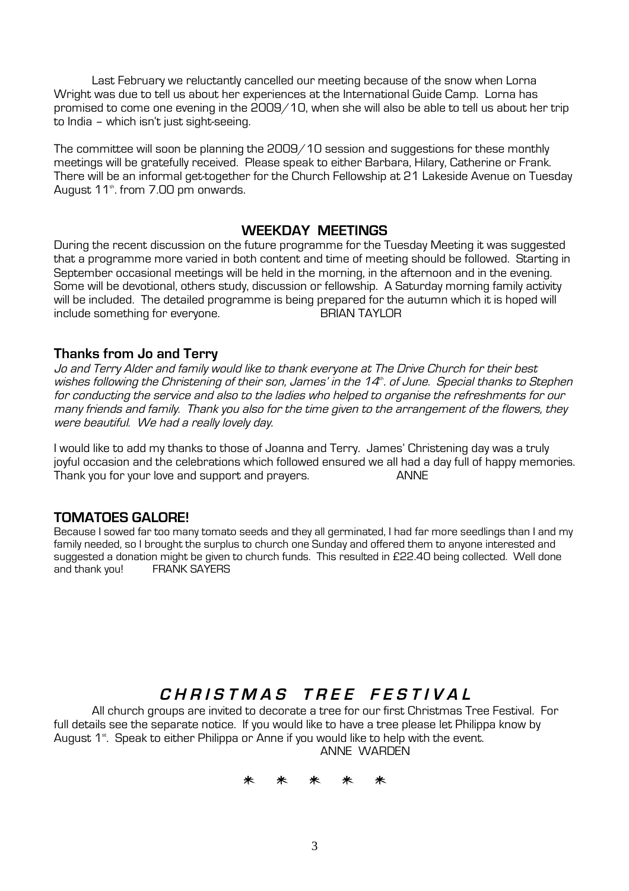Last February we reluctantly cancelled our meeting because of the snow when Lorna Wright was due to tell us about her experiences at the International Guide Camp. Lorna has promised to come one evening in the 2009/10, when she will also be able to tell us about her trip to India – which isn't just sight-seeing.

The committee will soon be planning the 2009/10 session and suggestions for these monthly meetings will be gratefully received. Please speak to either Barbara, Hilary, Catherine or Frank. There will be an informal get-together for the Church Fellowship at 21 Lakeside Avenue on Tuesday August 11th. from 7.00 pm onwards.

## WEEKDAY MEETINGS

During the recent discussion on the future programme for the Tuesday Meeting it was suggested that a programme more varied in both content and time of meeting should be followed. Starting in September occasional meetings will be held in the morning, in the afternoon and in the evening. Some will be devotional, others study, discussion or fellowship. A Saturday morning family activity will be included. The detailed programme is being prepared for the autumn which it is hoped will include something for everyone. BRIAN TAYLOR

## Thanks from Jo and Terry

*Jo and Terry Alder and family would like to thank everyone at The Drive Church for their best wishes following the Christening of their son, James' in the 14th. of June. Special thanks to Stephen for conducting the service and also to the ladies who helped to organise the refreshments for our many friends and family. Thank you also for the time given to the arrangement of the flowers, they were beautiful. We had a really lovely day.*

I would like to add my thanks to those of Joanna and Terry. James' Christening day was a truly joyful occasion and the celebrations which followed ensured we all had a day full of happy memories. Thank you for your love and support and prayers. ANNE

## TOMATOES GALORE!

Because I sowed far too many tomato seeds and they all germinated, I had far more seedlings than I and my family needed, so I brought the surplus to church one Sunday and offered them to anyone interested and suggested a donation might be given to church funds. This resulted in £22.40 being collected. Well done and thank you! FRANK SAYERS

## *CHRISTMAS TREE FESTIVAL*

All church groups are invited to decorate a tree for our first Christmas Tree Festival. For full details see the separate notice. If you would like to have a tree please let Philippa know by August 1st. Speak to either Philippa or Anne if you would like to help with the event.

ANNE WARDEN

* * * * *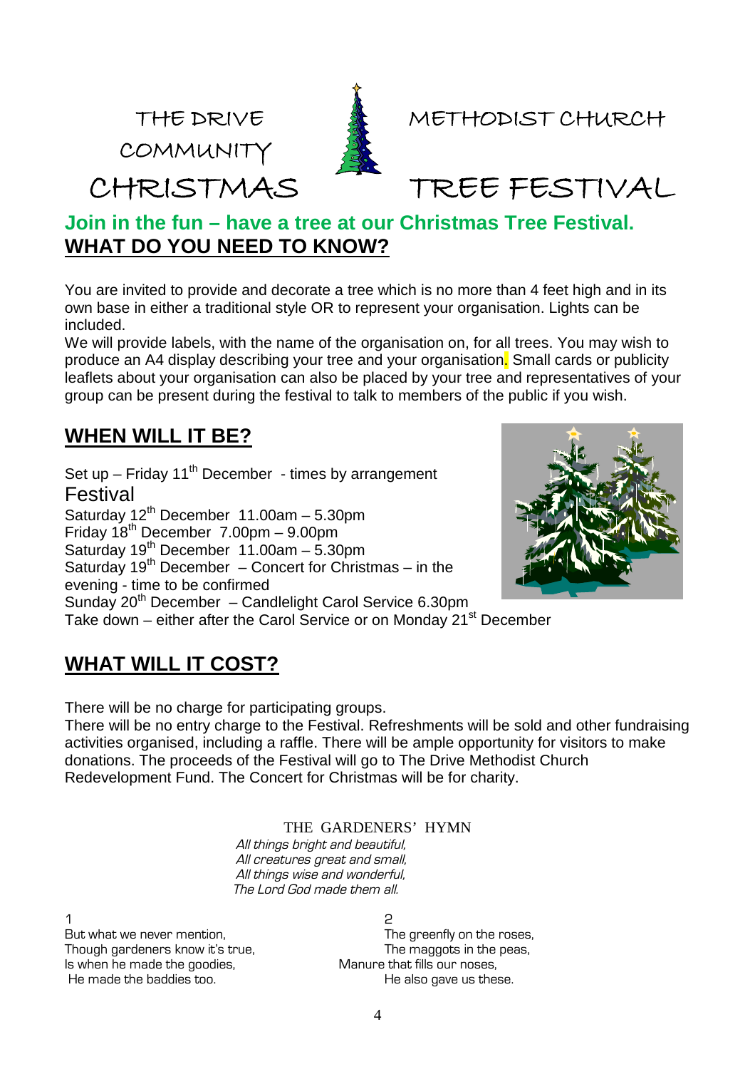# THE DRIVE METHODIST CHURCH COMMUNITY CHRISTMAS TREE FESTIVAL

**Join in the fun – have a tree at our Christmas Tree Festival.**

## WHAT DO YOU NEED TO KNOW?

You are invited to provide and decorate a tree which is no more than 4 feet high and in its own base in either a traditional style OR to represent your organisation. Lights can be included.

We will provide labels, with the name of the organisation on, for all trees. You may wish to produce an A4 display describing your tree and your organisation. Small cards or publicity leaflets about your organisation can also be placed by your tree and representatives of your group can be present during the festival to talk to members of the public if you wish.

## WHEN WILL IT BE?

Set up – Friday 11th December - times by arrangement

Festival

Saturday 12th December 11.00am – 5.30pm
Friday 18th December 7.00pm – 9.00pm
Saturday 19th December 11.00am – 5.30pm
Saturday 19th December – Concert for Christmas – in the evening - time to be confirmed
Sunday 20th December – Candlelight Carol Service 6.30pm
Take down – either after the Carol Service or on Monday 21st December

## WHAT WILL IT COST?

There will be no charge for participating groups.

There will be no entry charge to the Festival. Refreshments will be sold and other fundraising activities organised, including a raffle. There will be ample opportunity for visitors to make donations. The proceeds of the Festival will go to The Drive Methodist Church Redevelopment Fund. The Concert for Christmas will be for charity.

### THE GARDENERS' HYMN

*All things bright and beautiful,*
*All creatures great and small,*
*All things wise and wonderful,*
*The Lord God made them all.*

1
But what we never mention,
Though gardeners know it's true,
Is when he made the goodies,
He made the baddies too.

2
The greenfly on the roses,
The maggots in the peas,
Manure that fills our noses,
He also gave us these.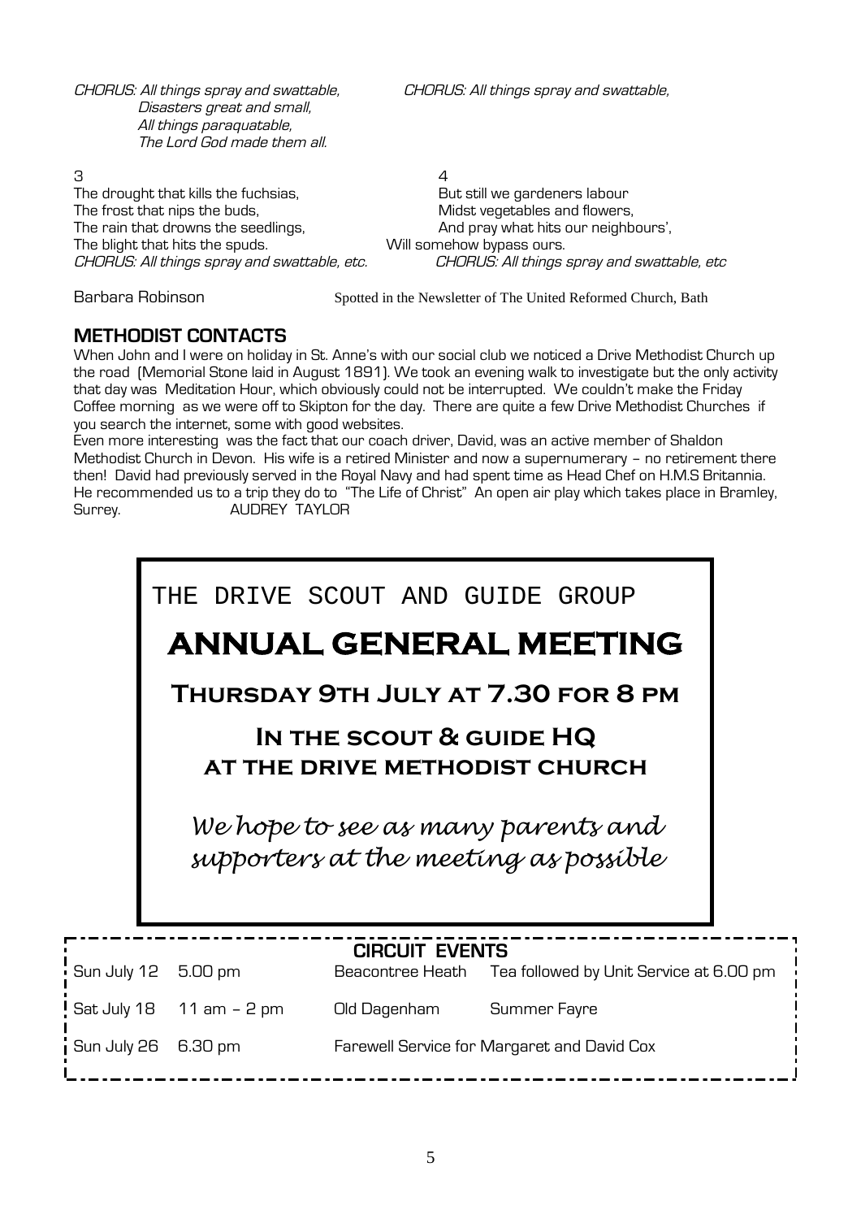*CHORUS: All things spray and swattable,*
*Disasters great and small,*
*All things paraquatable,*
*The Lord God made them all.*

*CHORUS: All things spray and swattable,*

3
The drought that kills the fuchsias,
The frost that nips the buds,
The rain that drowns the seedlings,
The blight that hits the spuds.
*CHORUS: All things spray and swattable, etc.*

4
But still we gardeners labour
Midst vegetables and flowers,
And pray what hits our neighbours',
Will somehow bypass ours.
*CHORUS: All things spray and swattable, etc*

Barbara Robinson

Spotted in the Newsletter of The United Reformed Church, Bath

## METHODIST CONTACTS

When John and I were on holiday in St. Anne's with our social club we noticed a Drive Methodist Church up the road (Memorial Stone laid in August 1891). We took an evening walk to investigate but the only activity that day was Meditation Hour, which obviously could not be interrupted. We couldn't make the Friday Coffee morning as we were off to Skipton for the day. There are quite a few Drive Methodist Churches if you search the internet, some with good websites.

Even more interesting was the fact that our coach driver, David, was an active member of Shaldon Methodist Church in Devon. His wife is a retired Minister and now a supernumerary – no retirement there then! David had previously served in the Royal Navy and had spent time as Head Chef on H.M.S Britannia. He recommended us to a trip they do to "The Life of Christ" An open air play which takes place in Bramley, Surrey. AUDREY TAYLOR

THE DRIVE SCOUT AND GUIDE GROUP

# ANNUAL GENERAL MEETING

**Thursday 9th July at 7.30 for 8 pm**

**In the scout & guide HQ at the drive methodist church**

*We hope to see as many parents and supporters at the meeting as possible*

## CIRCUIT EVENTS

| | | | |
|---|---|---|---|
| Sun July 12 | 5.00 pm | Beacontree Heath | Tea followed by Unit Service at 6.00 pm |
| Sat July 18 | 11 am – 2 pm | Old Dagenham | Summer Fayre |
| Sun July 26 | 6.30 pm | Farewell Service for Margaret and David Cox | |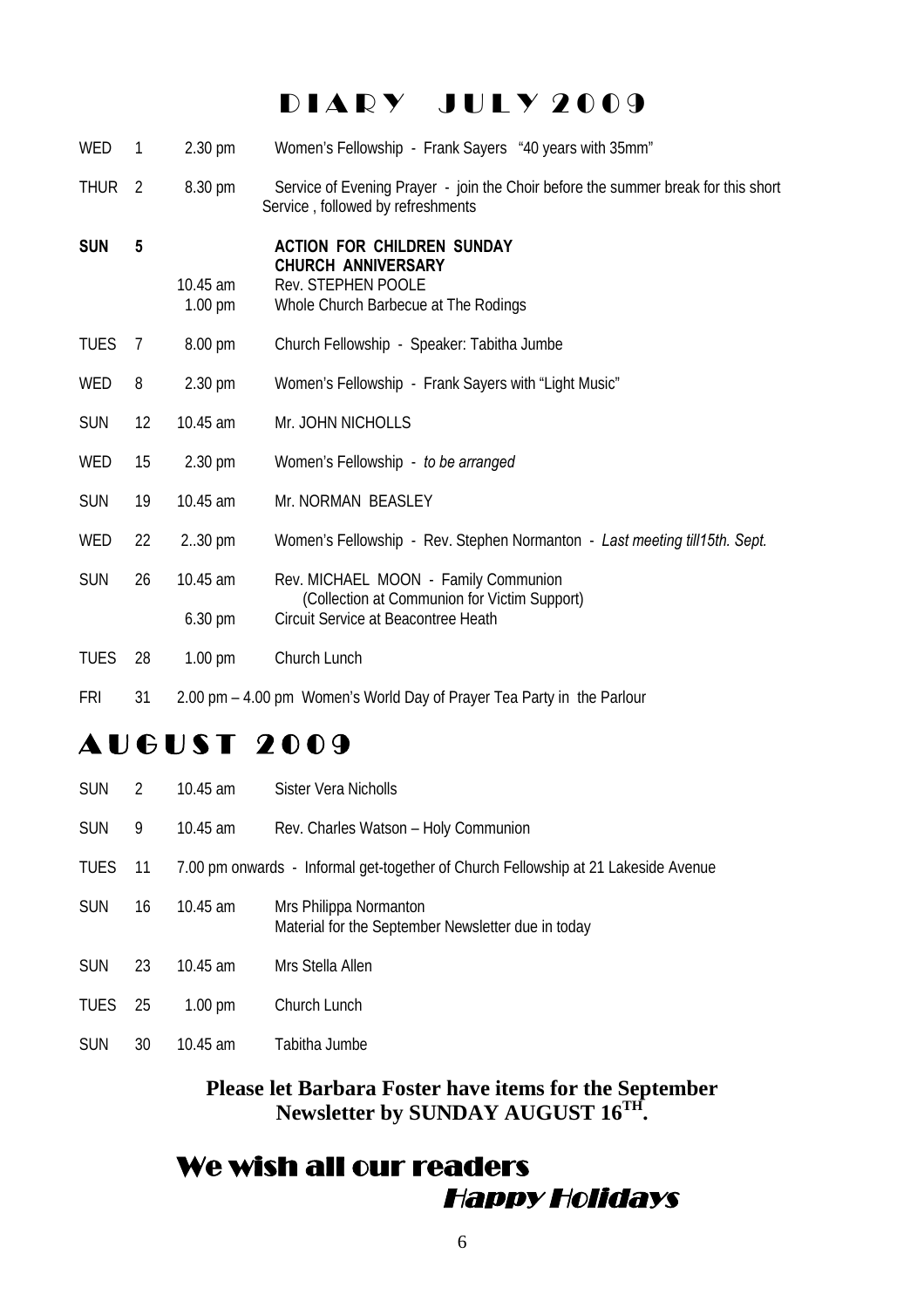# DIARY JULY 2009

| | | | |
|---|---|---|---|
| WED | 1 | 2.30 pm | Women's Fellowship - Frank Sayers "40 years with 35mm" |
| THUR | 2 | 8.30 pm | Service of Evening Prayer - join the Choir before the summer break for this short Service , followed by refreshments |
| **SUN** | **5** | | **ACTION FOR CHILDREN SUNDAY**<br>**CHURCH ANNIVERSARY** |
| | | 10.45 am | Rev. STEPHEN POOLE |
| | | 1.00 pm | Whole Church Barbecue at The Rodings |
| TUES | 7 | 8.00 pm | Church Fellowship - Speaker: Tabitha Jumbe |
| WED | 8 | 2.30 pm | Women's Fellowship - Frank Sayers with "Light Music" |
| SUN | 12 | 10.45 am | Mr. JOHN NICHOLLS |
| WED | 15 | 2.30 pm | Women's Fellowship - *to be arranged* |
| SUN | 19 | 10.45 am | Mr. NORMAN BEASLEY |
| WED | 22 | 2..30 pm | Women's Fellowship - Rev. Stephen Normanton - *Last meeting till15th. Sept.* |
| SUN | 26 | 10.45 am | Rev. MICHAEL MOON - Family Communion (Collection at Communion for Victim Support) |
| | | 6.30 pm | Circuit Service at Beacontree Heath |
| TUES | 28 | 1.00 pm | Church Lunch |
| FRI | 31 | 2.00 pm – 4.00 pm | Women's World Day of Prayer Tea Party in the Parlour |

# AUGUST 2009

| | | | |
|---|---|---|---|
| SUN | 2 | 10.45 am | Sister Vera Nicholls |
| SUN | 9 | 10.45 am | Rev. Charles Watson – Holy Communion |
| TUES | 11 | 7.00 pm onwards | Informal get-together of Church Fellowship at 21 Lakeside Avenue |
| SUN | 16 | 10.45 am | Mrs Philippa Normanton<br>Material for the September Newsletter due in today |
| SUN | 23 | 10.45 am | Mrs Stella Allen |
| TUES | 25 | 1.00 pm | Church Lunch |
| SUN | 30 | 10.45 am | Tabitha Jumbe |

**Please let Barbara Foster have items for the September Newsletter by SUNDAY AUGUST 16TH.**

**We wish all our readers**
***Happy Holidays***